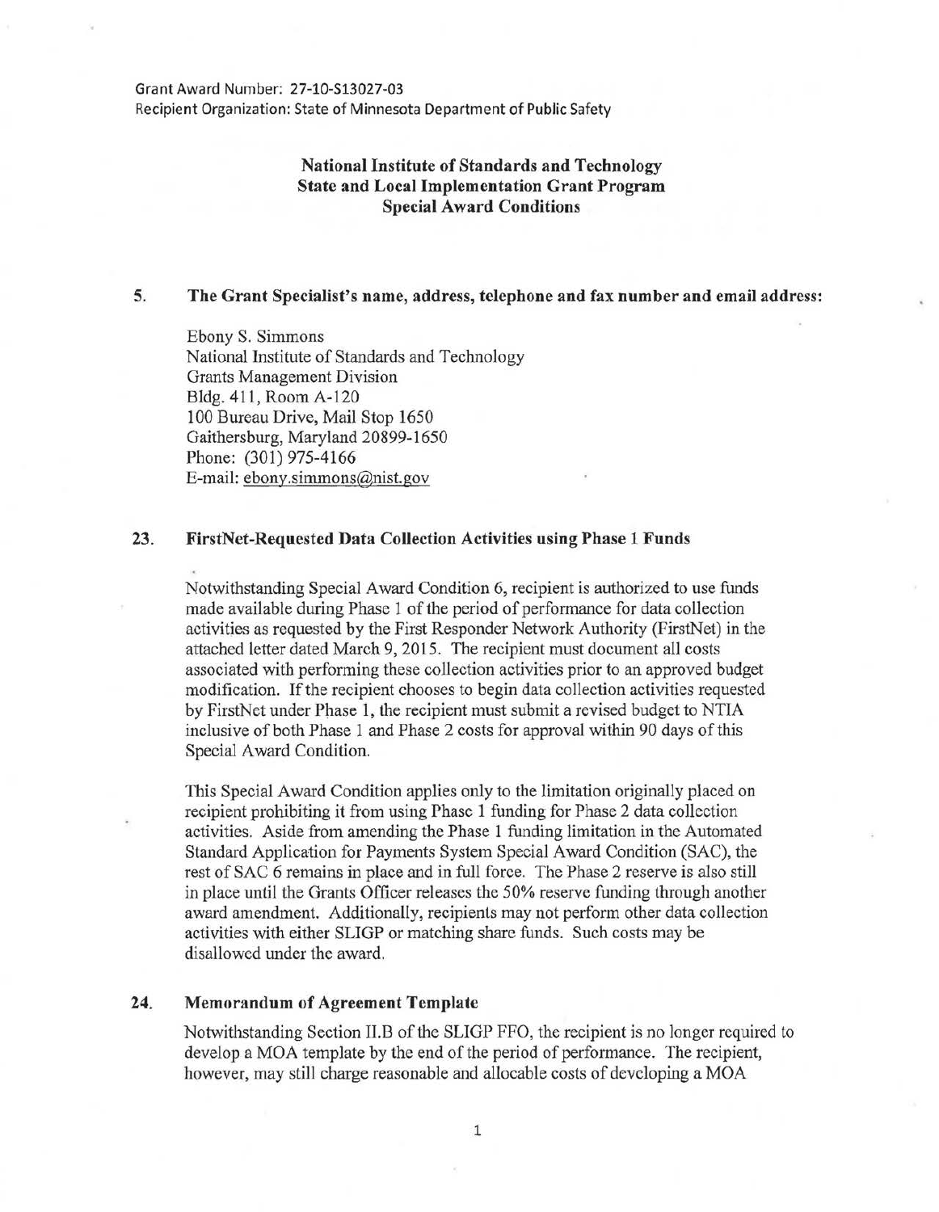Grant Award Number: 27-10-S13027-03
Recipient Organization: State of Minnesota Department of Public Safety

# National Institute of Standards and Technology
# State and Local Implementation Grant Program
# Special Award Conditions

## 5. The Grant Specialist's name, address, telephone and fax number and email address:

Ebony S. Simmons
National Institute of Standards and Technology
Grants Management Division
Bldg. 411, Room A-120
100 Bureau Drive, Mail Stop 1650
Gaithersburg, Maryland 20899-1650
Phone: (301) 975-4166
E-mail: ebony.simmons@nist.gov

## 23. FirstNet-Requested Data Collection Activities using Phase 1 Funds

Notwithstanding Special Award Condition 6, recipient is authorized to use funds made available during Phase 1 of the period of performance for data collection activities as requested by the First Responder Network Authority (FirstNet) in the attached letter dated March 9, 2015. The recipient must document all costs associated with performing these collection activities prior to an approved budget modification. If the recipient chooses to begin data collection activities requested by FirstNet under Phase 1, the recipient must submit a revised budget to NTIA inclusive of both Phase 1 and Phase 2 costs for approval within 90 days of this Special Award Condition.

This Special Award Condition applies only to the limitation originally placed on recipient prohibiting it from using Phase 1 funding for Phase 2 data collection activities. Aside from amending the Phase 1 funding limitation in the Automated Standard Application for Payments System Special Award Condition (SAC), the rest of SAC 6 remains in place and in full force. The Phase 2 reserve is also still in place until the Grants Officer releases the 50% reserve funding through another award amendment. Additionally, recipients may not perform other data collection activities with either SLIGP or matching share funds. Such costs may be disallowed under the award.

## 24. Memorandum of Agreement Template

Notwithstanding Section II.B of the SLIGP FFO, the recipient is no longer required to develop a MOA template by the end of the period of performance. The recipient, however, may still charge reasonable and allocable costs of developing a MOA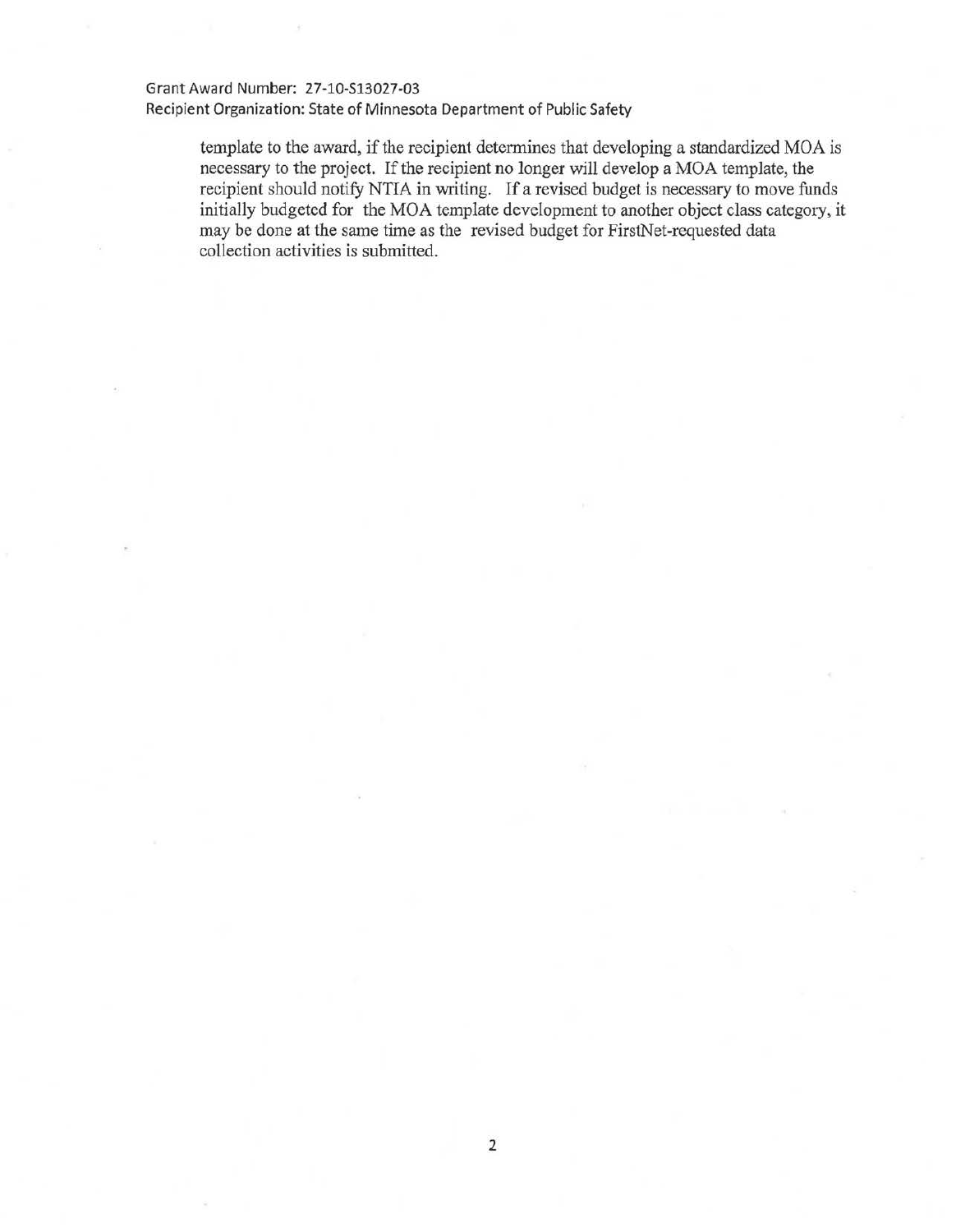template to the award, if the recipient determines that developing a standardized MOA is necessary to the project. If the recipient no longer will develop a MOA template, the recipient should notify NTIA in writing. If a revised budget is necessary to move funds initially budgeted for the MOA template development to another object class category, it may be done at the same time as the revised budget for FirstNet-requested data collection activities is submitted.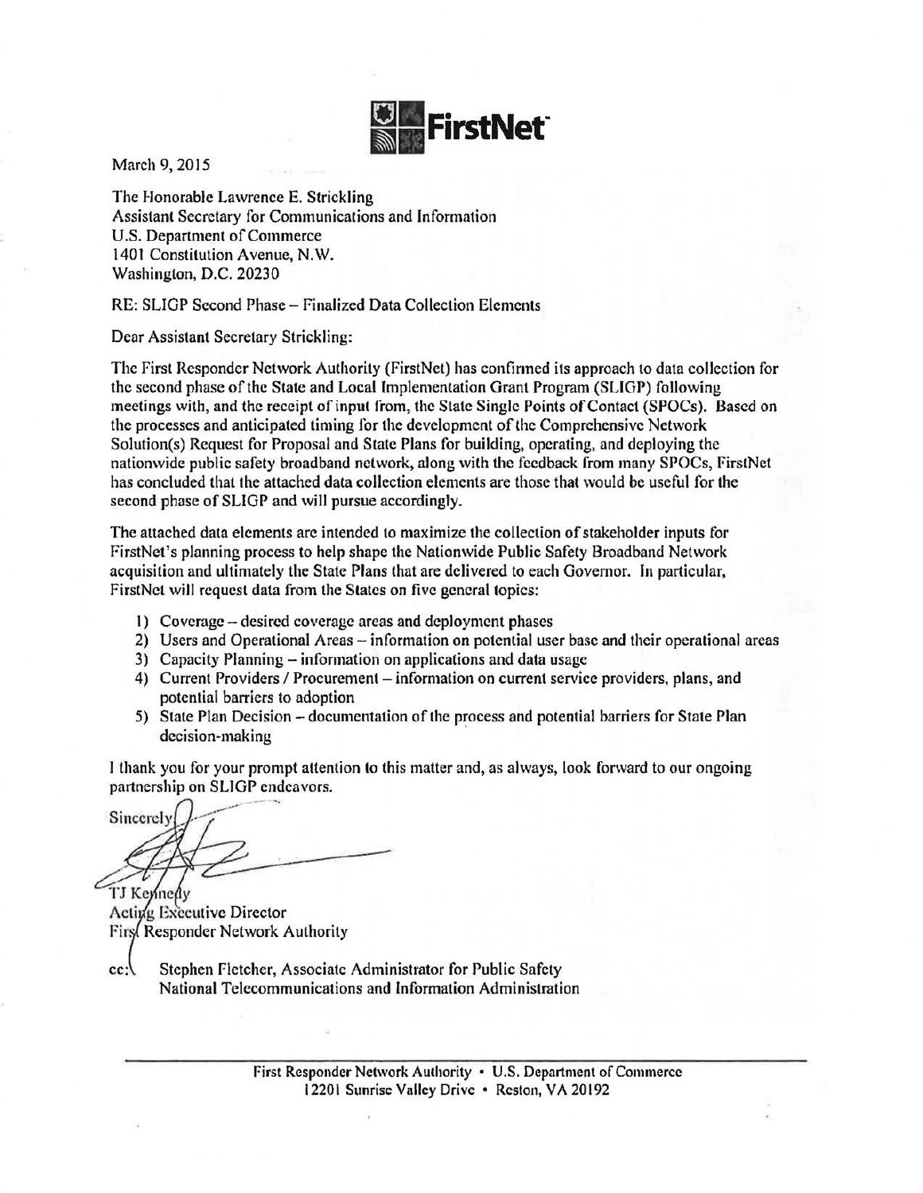**FirstNet**

March 9, 2015

The Honorable Lawrence E. Strickling
Assistant Secretary for Communications and Information
U.S. Department of Commerce
1401 Constitution Avenue, N.W.
Washington, D.C. 20230

RE: SLIGP Second Phase – Finalized Data Collection Elements

Dear Assistant Secretary Strickling:

The First Responder Network Authority (FirstNet) has confirmed its approach to data collection for the second phase of the State and Local Implementation Grant Program (SLIGP) following meetings with, and the receipt of input from, the State Single Points of Contact (SPOCs). Based on the processes and anticipated timing for the development of the Comprehensive Network Solution(s) Request for Proposal and State Plans for building, operating, and deploying the nationwide public safety broadband network, along with the feedback from many SPOCs, FirstNet has concluded that the attached data collection elements are those that would be useful for the second phase of SLIGP and will pursue accordingly.

The attached data elements are intended to maximize the collection of stakeholder inputs for FirstNet's planning process to help shape the Nationwide Public Safety Broadband Network acquisition and ultimately the State Plans that are delivered to each Governor. In particular, FirstNet will request data from the States on five general topics:

1) Coverage – desired coverage areas and deployment phases
2) Users and Operational Areas – information on potential user base and their operational areas
3) Capacity Planning – information on applications and data usage
4) Current Providers / Procurement – information on current service providers, plans, and potential barriers to adoption
5) State Plan Decision – documentation of the process and potential barriers for State Plan decision-making

I thank you for your prompt attention to this matter and, as always, look forward to our ongoing partnership on SLIGP endeavors.

Sincerely,

TJ Kennedy
Acting Executive Director
First Responder Network Authority

cc: Stephen Fletcher, Associate Administrator for Public Safety
National Telecommunications and Information Administration

First Responder Network Authority • U.S. Department of Commerce
12201 Sunrise Valley Drive • Reston, VA 20192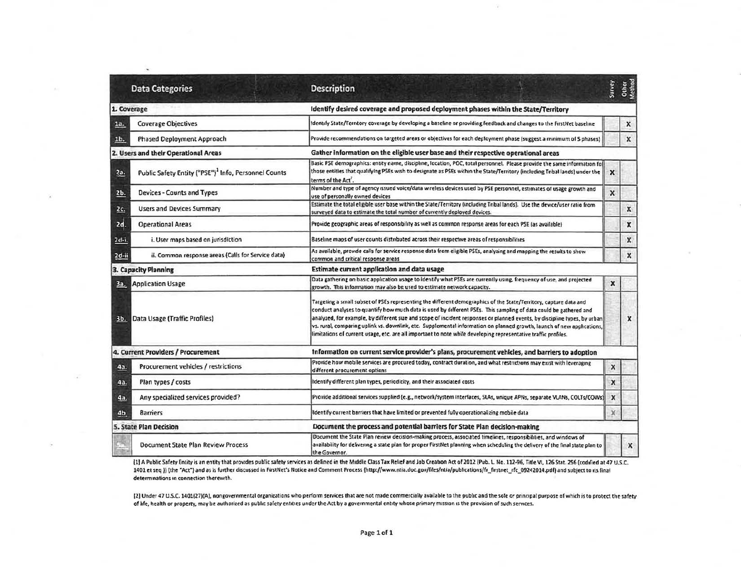| | Data Categories | Description | Survey | Other Method |
|---|---|---|---|---|
| **1. Coverage** | | **Identify desired coverage and proposed deployment phases within the State/Territory** | | |
| 1a. | Coverage Objectives | Identify State/Territory coverage by developing a baseline or providing feedback and changes to the FirstNet baseline | | X |
| 1b. | Phased Deployment Approach | Provide recommendations on targeted areas or objectives for each deployment phase (suggest a minimum of 5 phases) | | X |
| **2. Users and their Operational Areas** | | **Gather information on the eligible user base and their respective operational areas** | | |
| 2a. | Public Safety Entity ("PSE")[1] Info, Personnel Counts | Basic PSE demographics: entity name, discipline, location, POC, total personnel. Please provide the same information for those entities that qualifying PSEs wish to designate as PSEs within the State/Territory (including Tribal lands) under the terms of the Act[2]. | X | |
| 2b. | Devices - Counts and Types | Number and type of agency issued voice/data wireless devices used by PSE personnel, estimates of usage growth and use of personally owned devices | X | |
| 2c. | Users and Devices Summary | Estimate the total eligible user base within the State/Territory (including Tribal lands). Use the device/user ratio from surveyed data to estimate the total number of currently deployed devices. | | X |
| 2d. | Operational Areas | Provide geographic areas of responsibility as well as common response areas for each PSE (as available) | | X |
| 2d-i. | i. User maps based on jurisdiction | Baseline maps of user counts distributed across their respective areas of responsibilities | | X |
| 2d-ii | ii. Common response areas (Calls for Service data) | As available, provide calls for service response data from eligible PSEs, analyzing and mapping the results to show common and critical response areas | | X |
| **3. Capacity Planning** | | **Estimate current application and data usage** | | |
| 3a. | Application Usage | Data gathering on basic application usage to identify what PSEs are currently using, frequency of use, and projected growth. This information may also be used to estimate network capacity. | X | |
| 3b. | Data Usage (Traffic Profiles) | Targeting a small subset of PSEs representing the different demographics of the State/Territory, capture data and conduct analyses to quantify how much data is used by different PSEs. This sampling of data could be gathered and analyzed, for example, by different size and scope of incident responses or planned events, by discipline types, by urban vs. rural, comparing uplink vs. downlink, etc. Supplemental information on planned growth, launch of new applications, limitations of current usage, etc. are all important to note while developing representative traffic profiles. | | X |
| **4. Current Providers / Procurement** | | **Information on current service provider's plans, procurement vehicles, and barriers to adoption** | | |
| 4a. | Procurement vehicles / restrictions | Provide how mobile services are procured today, contract duration, and what restrictions may exist with leveraging different procurement options | X | |
| 4a. | Plan types / costs | Identify different plan types, periodicity, and their associated costs | X | |
| 4a. | Any specialized services provided? | Provide additional services supplied (e.g., network/system interfaces, SLAs, unique APNs, separate VLANs, COLTs/COWs) | X | |
| 4b. | Barriers | Identify current barriers that have limited or prevented fully operationalizing mobile data | X | |
| **5. State Plan Decision** | | **Document the process and potential barriers for State Plan decision-making** | | |
| 5a. | Document State Plan Review Process | Document the State Plan review decision-making process, associated timelines, responsibilities, and windows of availability for delivering a state plan for proper FirstNet planning when scheduling the delivery of the final state plan to the Governor. | | X |

[1] A Public Safety Entity is an entity that provides public safety services as defined in the Middle Class Tax Relief and Job Creation Act of 2012 (Pub. L. No. 112-96, Title VI, 126 Stat. 256 (codified at 47 U.S.C. 1401 et seq.)) (the "Act") and as is further discussed in FirstNet's Notice and Comment Process (http://www.ntia.doc.gov/files/ntia/publications/fr_firstnet_rfc_09242014.pdf) and subject to its final determinations in connection therewith.

[2] Under 47 U.S.C. 1401(27)(A), nongovernmental organizations who perform services that are not made commercially available to the public and the sole or principal purpose of which is to protect the safety of life, health or property, may be authorized as public safety entities under the Act by a governmental entity whose primary mission is the provision of such services.